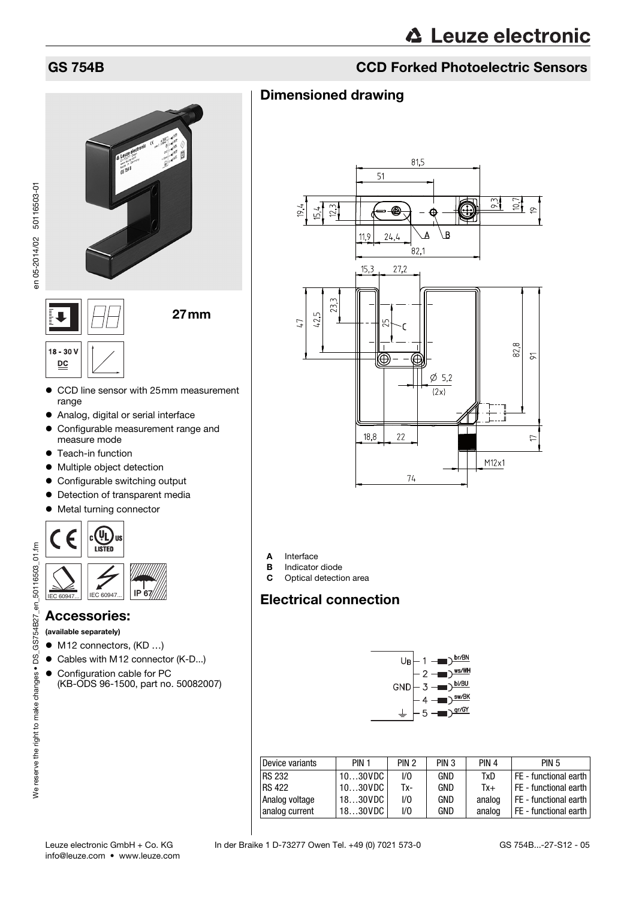# GS 754B

## CCD Forked Photoelectric Sensors

27 mm

18 - 30 V DC

- CCD line sensor with 25mm measurement range
- Analog, digital or serial interface
- Configurable measurement range and measure mode
- Teach-in function
- Multiple object detection
- Configurable switching output
- Detection of transparent media
- Metal turning connector

IEC 60947... IEC 60947... IP 67

## Accessories:

**(available separately)**

- M12 connectors, (KD …)
- Cables with M12 connector (K-D...)
- Configuration cable for PC (KB-ODS 96-1500, part no. 50082007)

## Dimensioned drawing

- **A** Interface
- **B** Indicator diode
- **C** Optical detection area

## Electrical connection

| Device variants | PIN 1 | PIN 2 | PIN 3 | PIN 4 | PIN 5 |
|---|---|---|---|---|---|
| RS 232 | 10…30VDC | I/O | GND | TxD | FE - functional earth |
| RS 422 | 10…30VDC | Tx- | GND | Tx+ | FE - functional earth |
| Analog voltage | 18…30VDC | I/O | GND | analog | FE - functional earth |
| analog current | 18…30VDC | I/O | GND | analog | FE - functional earth |

Leuze electronic GmbH + Co. KG In der Braike 1 D-73277 Owen Tel. +49 (0) 7021 573-0
info@leuze.com • www.leuze.com

GS 754B...-27-S12 - 05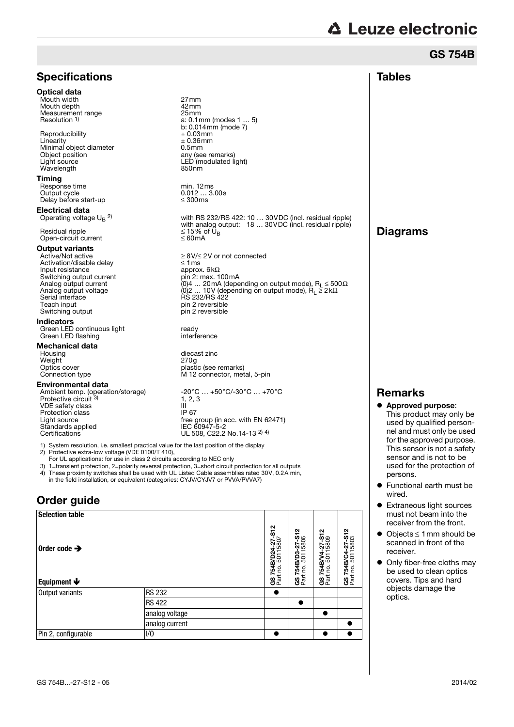# GS 754B

## Specifications

### Optical data

| | |
|---|---|
| Mouth width | 27mm |
| Mouth depth | 42mm |
| Measurement range | 25mm |
| Resolution [1] | a: 0.1mm (modes 1 … 5)<br>b: 0.014mm (mode 7) |
| Reproducibility | ± 0.03mm |
| Linearity | ± 0.36mm |
| Minimal object diameter | 0.5mm |
| Object position | any (see remarks) |
| Light source | LED (modulated light) |
| Wavelength | 850nm |

### Timing

| | |
|---|---|
| Response time | min. 12ms |
| Output cycle | 0.012 … 3.00s |
| Delay before start-up | ≤ 300ms |

### Electrical data

| | |
|---|---|
| Operating voltage $U_B$ [2] | with RS 232/RS 422: 10 … 30VDC (incl. residual ripple)<br>with analog output: 18 … 30VDC (incl. residual ripple) |
| Residual ripple | ≤ 15% of $U_B$ |
| Open-circuit current | ≤ 60mA |

### Output variants

| | |
|---|---|
| Active/Not active | ≥ 8V/≤ 2V or not connected |
| Activation/disable delay | ≤ 1ms |
| Input resistance | approx. 6kΩ |
| Switching output current | pin 2: max. 100mA |
| Analog output current | (0)4 … 20mA (depending on output mode), $R_L$ ≤ 500Ω |
| Analog output voltage | (0)2 … 10V (depending on output mode), $R_L$ ≥ 2kΩ |
| Serial interface | RS 232/RS 422 |
| Teach input | pin 2 reversible |
| Switching output | pin 2 reversible |

### Indicators

| | |
|---|---|
| Green LED continuous light | ready |
| Green LED flashing | interference |

### Mechanical data

| | |
|---|---|
| Housing | diecast zinc |
| Weight | 270g |
| Optics cover | plastic (see remarks) |
| Connection type | M 12 connector, metal, 5-pin |

### Environmental data

| | |
|---|---|
| Ambient temp. (operation/storage) | -20°C … +50°C/-30°C … +70°C |
| Protective circuit [3] | 1, 2, 3 |
| VDE safety class | III |
| Protection class | IP 67 |
| Light source | free group (in acc. with EN 62471) |
| Standards applied | IEC 60947-5-2 |
| Certifications | UL 508, C22.2 No.14-13 [2] [4] |

1) System resolution, i.e. smallest practical value for the last position of the display
2) Protective extra-low voltage (VDE 0100/T 410),
For UL applications: for use in class 2 circuits according to NEC only
3) 1=transient protection, 2=polarity reversal protection, 3=short circuit protection for all outputs
4) These proximity switches shall be used with UL Listed Cable assemblies rated 30V, 0.2A min, in the field installation, or equivalent (categories: CYJV/CYJV7 or PVVA/PVVA7)

## Order guide

| Selection table<br>Order code ➔<br>Equipment 🡻 | | GS 754B/D24-27-S12<br>Part no. 50115807 | GS 754B/D3-27-S12<br>Part no. 50115806 | GS 754B/V4-27-S12<br>Part no. 50115809 | GS 754B/C4-27-S12<br>Part no. 50115803 |
|---|---|---|---|---|---|
| Output variants | RS 232 | ● | | | |
| | RS 422 | | ● | | |
| | analog voltage | | | ● | |
| | analog current | | | | ● |
| Pin 2, configurable | I/0 | ● | | ● | ● |

## Tables

## Diagrams

## Remarks

- **Approved purpose**: This product may only be used by qualified personnel and must only be used for the approved purpose. This sensor is not a safety sensor and is not to be used for the protection of persons.
- Functional earth must be wired.
- Extraneous light sources must not beam into the receiver from the front.
- Objects ≤ 1mm should be scanned in front of the receiver.
- Only fiber-free cloths may be used to clean optics covers. Tips and hard objects damage the optics.